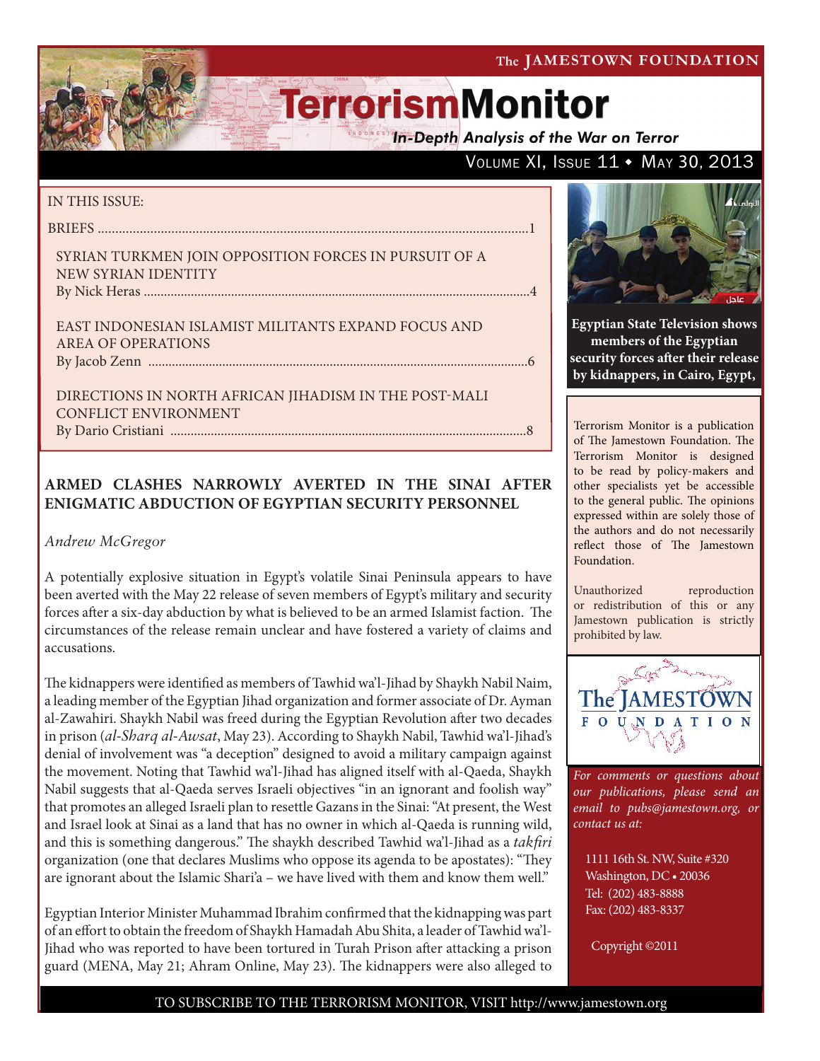# The JAMESTOWN FOUNDATION

# TerrorismMonitor

*In-Depth Analysis of the War on Terror*

Volume XI, Issue 11 • May 30, 2013

IN THIS ISSUE:

BRIEFS ....................................................................................................................1

SYRIAN TURKMEN JOIN OPPOSITION FORCES IN PURSUIT OF A NEW SYRIAN IDENTITY
By Nick Heras ..........................................................................................................4

EAST INDONESIAN ISLAMIST MILITANTS EXPAND FOCUS AND AREA OF OPERATIONS
By Jacob Zenn ..........................................................................................................6

DIRECTIONS IN NORTH AFRICAN JIHADISM IN THE POST-MALI CONFLICT ENVIRONMENT
By Dario Cristiani ....................................................................................................8

**Egyptian State Television shows members of the Egyptian security forces after their release by kidnappers, in Cairo, Egypt,**

Terrorism Monitor is a publication of The Jamestown Foundation. The Terrorism Monitor is designed to be read by policy-makers and other specialists yet be accessible to the general public. The opinions expressed within are solely those of the authors and do not necessarily reflect those of The Jamestown Foundation.

Unauthorized reproduction or redistribution of this or any Jamestown publication is strictly prohibited by law.

*For comments or questions about our publications, please send an email to pubs@jamestown.org, or contact us at:*

1111 16th St. NW, Suite #320
Washington, DC • 20036
Tel: (202) 483-8888
Fax: (202) 483-8337

Copyright ©2011

## ARMED CLASHES NARROWLY AVERTED IN THE SINAI AFTER ENIGMATIC ABDUCTION OF EGYPTIAN SECURITY PERSONNEL

*Andrew McGregor*

A potentially explosive situation in Egypt's volatile Sinai Peninsula appears to have been averted with the May 22 release of seven members of Egypt's military and security forces after a six-day abduction by what is believed to be an armed Islamist faction. The circumstances of the release remain unclear and have fostered a variety of claims and accusations.

The kidnappers were identified as members of Tawhid wa'l-Jihad by Shaykh Nabil Naim, a leading member of the Egyptian Jihad organization and former associate of Dr. Ayman al-Zawahiri. Shaykh Nabil was freed during the Egyptian Revolution after two decades in prison (*al-Sharq al-Awsat*, May 23). According to Shaykh Nabil, Tawhid wa'l-Jihad's denial of involvement was "a deception" designed to avoid a military campaign against the movement. Noting that Tawhid wa'l-Jihad has aligned itself with al-Qaeda, Shaykh Nabil suggests that al-Qaeda serves Israeli objectives "in an ignorant and foolish way" that promotes an alleged Israeli plan to resettle Gazans in the Sinai: "At present, the West and Israel look at Sinai as a land that has no owner in which al-Qaeda is running wild, and this is something dangerous." The shaykh described Tawhid wa'l-Jihad as a *takfiri* organization (one that declares Muslims who oppose its agenda to be apostates): "They are ignorant about the Islamic Shari'a – we have lived with them and know them well."

Egyptian Interior Minister Muhammad Ibrahim confirmed that the kidnapping was part of an effort to obtain the freedom of Shaykh Hamadah Abu Shita, a leader of Tawhid wa'l-Jihad who was reported to have been tortured in Turah Prison after attacking a prison guard (MENA, May 21; Ahram Online, May 23). The kidnappers were also alleged to

TO SUBSCRIBE TO THE TERRORISM MONITOR, VISIT http://www.jamestown.org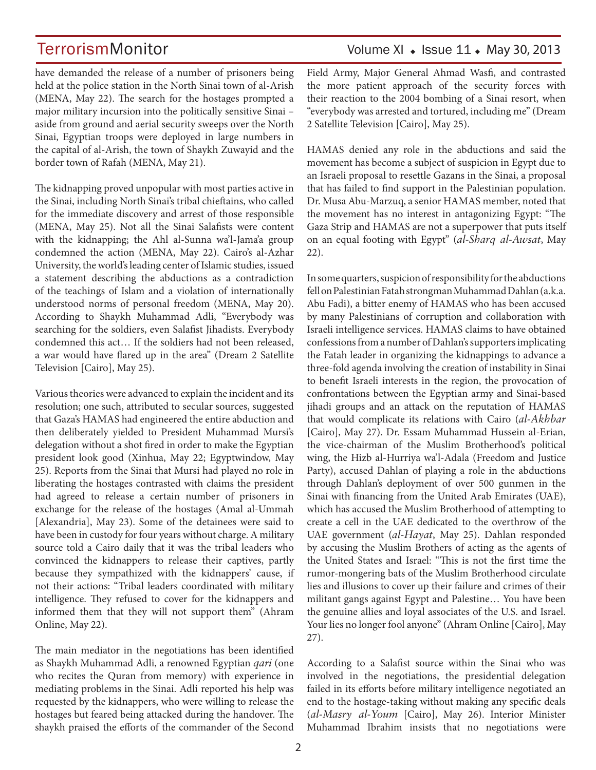have demanded the release of a number of prisoners being held at the police station in the North Sinai town of al-Arish (MENA, May 22). The search for the hostages prompted a major military incursion into the politically sensitive Sinai – aside from ground and aerial security sweeps over the North Sinai, Egyptian troops were deployed in large numbers in the capital of al-Arish, the town of Shaykh Zuwayid and the border town of Rafah (MENA, May 21).

The kidnapping proved unpopular with most parties active in the Sinai, including North Sinai's tribal chieftains, who called for the immediate discovery and arrest of those responsible (MENA, May 25). Not all the Sinai Salafists were content with the kidnapping; the Ahl al-Sunna wa'l-Jama'a group condemned the action (MENA, May 22). Cairo's al-Azhar University, the world's leading center of Islamic studies, issued a statement describing the abductions as a contradiction of the teachings of Islam and a violation of internationally understood norms of personal freedom (MENA, May 20). According to Shaykh Muhammad Adli, "Everybody was searching for the soldiers, even Salafist Jihadists. Everybody condemned this act… If the soldiers had not been released, a war would have flared up in the area" (Dream 2 Satellite Television [Cairo], May 25).

Various theories were advanced to explain the incident and its resolution; one such, attributed to secular sources, suggested that Gaza's HAMAS had engineered the entire abduction and then deliberately yielded to President Muhammad Mursi's delegation without a shot fired in order to make the Egyptian president look good (Xinhua, May 22; Egyptwindow, May 25). Reports from the Sinai that Mursi had played no role in liberating the hostages contrasted with claims the president had agreed to release a certain number of prisoners in exchange for the release of the hostages (Amal al-Ummah [Alexandria], May 23). Some of the detainees were said to have been in custody for four years without charge. A military source told a Cairo daily that it was the tribal leaders who convinced the kidnappers to release their captives, partly because they sympathized with the kidnappers' cause, if not their actions: "Tribal leaders coordinated with military intelligence. They refused to cover for the kidnappers and informed them that they will not support them" (Ahram Online, May 22).

The main mediator in the negotiations has been identified as Shaykh Muhammad Adli, a renowned Egyptian *qari* (one who recites the Quran from memory) with experience in mediating problems in the Sinai. Adli reported his help was requested by the kidnappers, who were willing to release the hostages but feared being attacked during the handover. The shaykh praised the efforts of the commander of the Second Field Army, Major General Ahmad Wasfi, and contrasted the more patient approach of the security forces with their reaction to the 2004 bombing of a Sinai resort, when "everybody was arrested and tortured, including me" (Dream 2 Satellite Television [Cairo], May 25).

HAMAS denied any role in the abductions and said the movement has become a subject of suspicion in Egypt due to an Israeli proposal to resettle Gazans in the Sinai, a proposal that has failed to find support in the Palestinian population. Dr. Musa Abu-Marzuq, a senior HAMAS member, noted that the movement has no interest in antagonizing Egypt: "The Gaza Strip and HAMAS are not a superpower that puts itself on an equal footing with Egypt" (*al-Sharq al-Awsat*, May 22).

In some quarters, suspicion of responsibility for the abductions fell on Palestinian Fatah strongman Muhammad Dahlan (a.k.a. Abu Fadi), a bitter enemy of HAMAS who has been accused by many Palestinians of corruption and collaboration with Israeli intelligence services. HAMAS claims to have obtained confessions from a number of Dahlan's supporters implicating the Fatah leader in organizing the kidnappings to advance a three-fold agenda involving the creation of instability in Sinai to benefit Israeli interests in the region, the provocation of confrontations between the Egyptian army and Sinai-based jihadi groups and an attack on the reputation of HAMAS that would complicate its relations with Cairo (*al-Akhbar* [Cairo], May 27). Dr. Essam Muhammad Hussein al-Erian, the vice-chairman of the Muslim Brotherhood's political wing, the Hizb al-Hurriya wa'l-Adala (Freedom and Justice Party), accused Dahlan of playing a role in the abductions through Dahlan's deployment of over 500 gunmen in the Sinai with financing from the United Arab Emirates (UAE), which has accused the Muslim Brotherhood of attempting to create a cell in the UAE dedicated to the overthrow of the UAE government (*al-Hayat*, May 25). Dahlan responded by accusing the Muslim Brothers of acting as the agents of the United States and Israel: "This is not the first time the rumor-mongering bats of the Muslim Brotherhood circulate lies and illusions to cover up their failure and crimes of their militant gangs against Egypt and Palestine… You have been the genuine allies and loyal associates of the U.S. and Israel. Your lies no longer fool anyone" (Ahram Online [Cairo], May 27).

According to a Salafist source within the Sinai who was involved in the negotiations, the presidential delegation failed in its efforts before military intelligence negotiated an end to the hostage-taking without making any specific deals (*al-Masry al-Youm* [Cairo], May 26). Interior Minister Muhammad Ibrahim insists that no negotiations were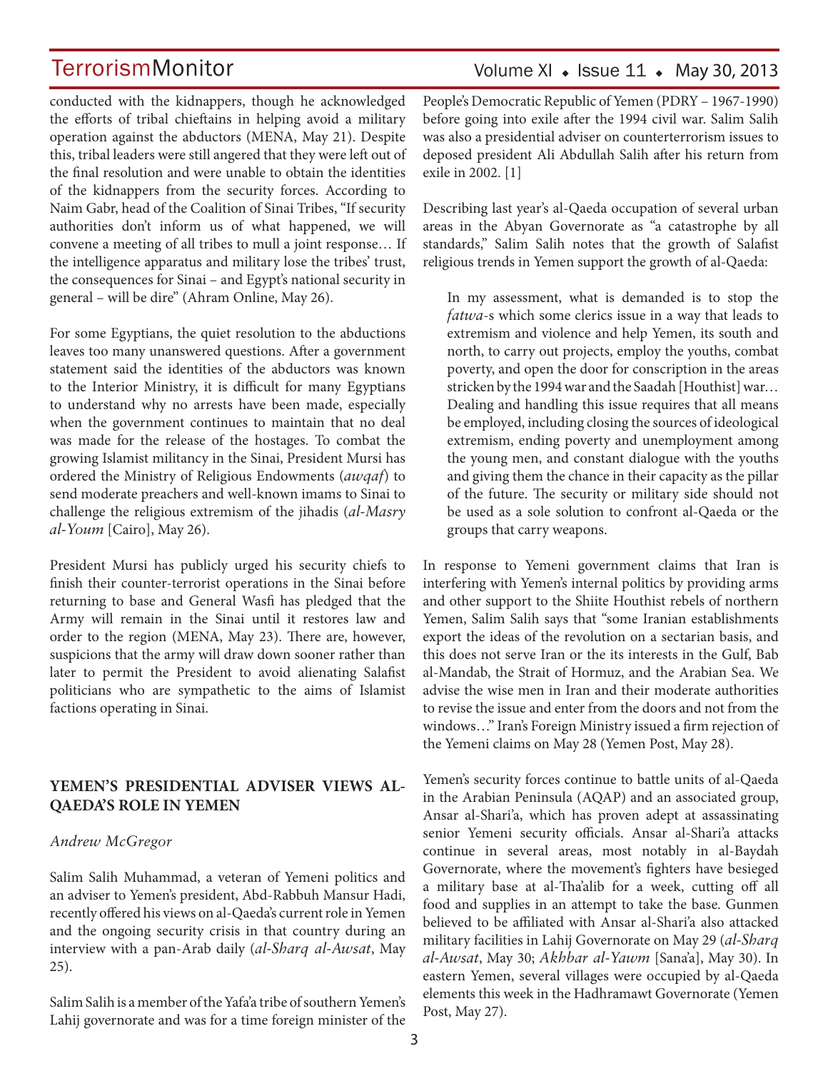conducted with the kidnappers, though he acknowledged the efforts of tribal chieftains in helping avoid a military operation against the abductors (MENA, May 21). Despite this, tribal leaders were still angered that they were left out of the final resolution and were unable to obtain the identities of the kidnappers from the security forces. According to Naim Gabr, head of the Coalition of Sinai Tribes, "If security authorities don't inform us of what happened, we will convene a meeting of all tribes to mull a joint response… If the intelligence apparatus and military lose the tribes' trust, the consequences for Sinai – and Egypt's national security in general – will be dire" (Ahram Online, May 26).

For some Egyptians, the quiet resolution to the abductions leaves too many unanswered questions. After a government statement said the identities of the abductors was known to the Interior Ministry, it is difficult for many Egyptians to understand why no arrests have been made, especially when the government continues to maintain that no deal was made for the release of the hostages. To combat the growing Islamist militancy in the Sinai, President Mursi has ordered the Ministry of Religious Endowments (*awqaf*) to send moderate preachers and well-known imams to Sinai to challenge the religious extremism of the jihadis (*al-Masry al-Youm* [Cairo], May 26).

President Mursi has publicly urged his security chiefs to finish their counter-terrorist operations in the Sinai before returning to base and General Wasfi has pledged that the Army will remain in the Sinai until it restores law and order to the region (MENA, May 23). There are, however, suspicions that the army will draw down sooner rather than later to permit the President to avoid alienating Salafist politicians who are sympathetic to the aims of Islamist factions operating in Sinai.

## YEMEN'S PRESIDENTIAL ADVISER VIEWS AL-QAEDA'S ROLE IN YEMEN

*Andrew McGregor*

Salim Salih Muhammad, a veteran of Yemeni politics and an adviser to Yemen's president, Abd-Rabbuh Mansur Hadi, recently offered his views on al-Qaeda's current role in Yemen and the ongoing security crisis in that country during an interview with a pan-Arab daily (*al-Sharq al-Awsat*, May 25).

Salim Salih is a member of the Yafa'a tribe of southern Yemen's Lahij governorate and was for a time foreign minister of the People's Democratic Republic of Yemen (PDRY – 1967-1990) before going into exile after the 1994 civil war. Salim Salih was also a presidential adviser on counterterrorism issues to deposed president Ali Abdullah Salih after his return from exile in 2002. [1]

Describing last year's al-Qaeda occupation of several urban areas in the Abyan Governorate as "a catastrophe by all standards," Salim Salih notes that the growth of Salafist religious trends in Yemen support the growth of al-Qaeda:

> In my assessment, what is demanded is to stop the *fatwa*-s which some clerics issue in a way that leads to extremism and violence and help Yemen, its south and north, to carry out projects, employ the youths, combat poverty, and open the door for conscription in the areas stricken by the 1994 war and the Saadah [Houthist] war… Dealing and handling this issue requires that all means be employed, including closing the sources of ideological extremism, ending poverty and unemployment among the young men, and constant dialogue with the youths and giving them the chance in their capacity as the pillar of the future. The security or military side should not be used as a sole solution to confront al-Qaeda or the groups that carry weapons.

In response to Yemeni government claims that Iran is interfering with Yemen's internal politics by providing arms and other support to the Shiite Houthist rebels of northern Yemen, Salim Salih says that "some Iranian establishments export the ideas of the revolution on a sectarian basis, and this does not serve Iran or the its interests in the Gulf, Bab al-Mandab, the Strait of Hormuz, and the Arabian Sea. We advise the wise men in Iran and their moderate authorities to revise the issue and enter from the doors and not from the windows…" Iran's Foreign Ministry issued a firm rejection of the Yemeni claims on May 28 (Yemen Post, May 28).

Yemen's security forces continue to battle units of al-Qaeda in the Arabian Peninsula (AQAP) and an associated group, Ansar al-Shari'a, which has proven adept at assassinating senior Yemeni security officials. Ansar al-Shari'a attacks continue in several areas, most notably in al-Baydah Governorate, where the movement's fighters have besieged a military base at al-Tha'alib for a week, cutting off all food and supplies in an attempt to take the base. Gunmen believed to be affiliated with Ansar al-Shari'a also attacked military facilities in Lahij Governorate on May 29 (*al-Sharq al-Awsat*, May 30; *Akhbar al-Yawm* [Sana'a], May 30). In eastern Yemen, several villages were occupied by al-Qaeda elements this week in the Hadhramawt Governorate (Yemen Post, May 27).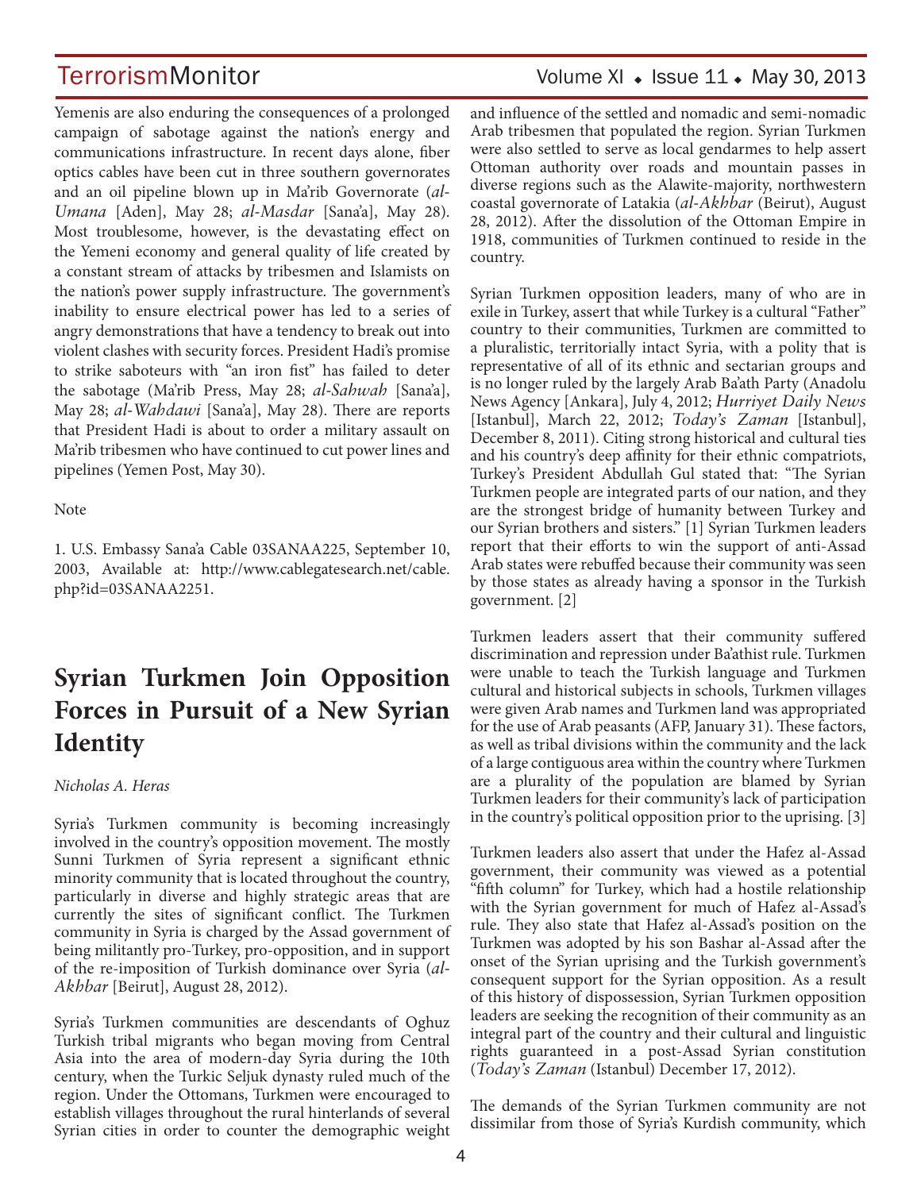Yemenis are also enduring the consequences of a prolonged campaign of sabotage against the nation's energy and communications infrastructure. In recent days alone, fiber optics cables have been cut in three southern governorates and an oil pipeline blown up in Ma'rib Governorate (*al-Umana* [Aden], May 28; *al-Masdar* [Sana'a], May 28). Most troublesome, however, is the devastating effect on the Yemeni economy and general quality of life created by a constant stream of attacks by tribesmen and Islamists on the nation's power supply infrastructure. The government's inability to ensure electrical power has led to a series of angry demonstrations that have a tendency to break out into violent clashes with security forces. President Hadi's promise to strike saboteurs with "an iron fist" has failed to deter the sabotage (Ma'rib Press, May 28; *al-Sahwah* [Sana'a], May 28; *al-Wahdawi* [Sana'a], May 28). There are reports that President Hadi is about to order a military assault on Ma'rib tribesmen who have continued to cut power lines and pipelines (Yemen Post, May 30).

Note

1. U.S. Embassy Sana'a Cable 03SANAA225, September 10, 2003, Available at: http://www.cablegatesearch.net/cable.php?id=03SANAA2251.

# Syrian Turkmen Join Opposition Forces in Pursuit of a New Syrian Identity

*Nicholas A. Heras*

Syria's Turkmen community is becoming increasingly involved in the country's opposition movement. The mostly Sunni Turkmen of Syria represent a significant ethnic minority community that is located throughout the country, particularly in diverse and highly strategic areas that are currently the sites of significant conflict. The Turkmen community in Syria is charged by the Assad government of being militantly pro-Turkey, pro-opposition, and in support of the re-imposition of Turkish dominance over Syria (*al-Akhbar* [Beirut], August 28, 2012).

Syria's Turkmen communities are descendants of Oghuz Turkish tribal migrants who began moving from Central Asia into the area of modern-day Syria during the 10th century, when the Turkic Seljuk dynasty ruled much of the region. Under the Ottomans, Turkmen were encouraged to establish villages throughout the rural hinterlands of several Syrian cities in order to counter the demographic weight and influence of the settled and nomadic and semi-nomadic Arab tribesmen that populated the region. Syrian Turkmen were also settled to serve as local gendarmes to help assert Ottoman authority over roads and mountain passes in diverse regions such as the Alawite-majority, northwestern coastal governorate of Latakia (*al-Akhbar* (Beirut), August 28, 2012). After the dissolution of the Ottoman Empire in 1918, communities of Turkmen continued to reside in the country.

Syrian Turkmen opposition leaders, many of who are in exile in Turkey, assert that while Turkey is a cultural "Father" country to their communities, Turkmen are committed to a pluralistic, territorially intact Syria, with a polity that is representative of all of its ethnic and sectarian groups and is no longer ruled by the largely Arab Ba'ath Party (Anadolu News Agency [Ankara], July 4, 2012; *Hurriyet Daily News* [Istanbul], March 22, 2012; *Today's Zaman* [Istanbul], December 8, 2011). Citing strong historical and cultural ties and his country's deep affinity for their ethnic compatriots, Turkey's President Abdullah Gul stated that: "The Syrian Turkmen people are integrated parts of our nation, and they are the strongest bridge of humanity between Turkey and our Syrian brothers and sisters." [1] Syrian Turkmen leaders report that their efforts to win the support of anti-Assad Arab states were rebuffed because their community was seen by those states as already having a sponsor in the Turkish government. [2]

Turkmen leaders assert that their community suffered discrimination and repression under Ba'athist rule. Turkmen were unable to teach the Turkish language and Turkmen cultural and historical subjects in schools, Turkmen villages were given Arab names and Turkmen land was appropriated for the use of Arab peasants (AFP, January 31). These factors, as well as tribal divisions within the community and the lack of a large contiguous area within the country where Turkmen are a plurality of the population are blamed by Syrian Turkmen leaders for their community's lack of participation in the country's political opposition prior to the uprising. [3]

Turkmen leaders also assert that under the Hafez al-Assad government, their community was viewed as a potential "fifth column" for Turkey, which had a hostile relationship with the Syrian government for much of Hafez al-Assad's rule. They also state that Hafez al-Assad's position on the Turkmen was adopted by his son Bashar al-Assad after the onset of the Syrian uprising and the Turkish government's consequent support for the Syrian opposition. As a result of this history of dispossession, Syrian Turkmen opposition leaders are seeking the recognition of their community as an integral part of the country and their cultural and linguistic rights guaranteed in a post-Assad Syrian constitution (*Today's Zaman* (Istanbul) December 17, 2012).

The demands of the Syrian Turkmen community are not dissimilar from those of Syria's Kurdish community, which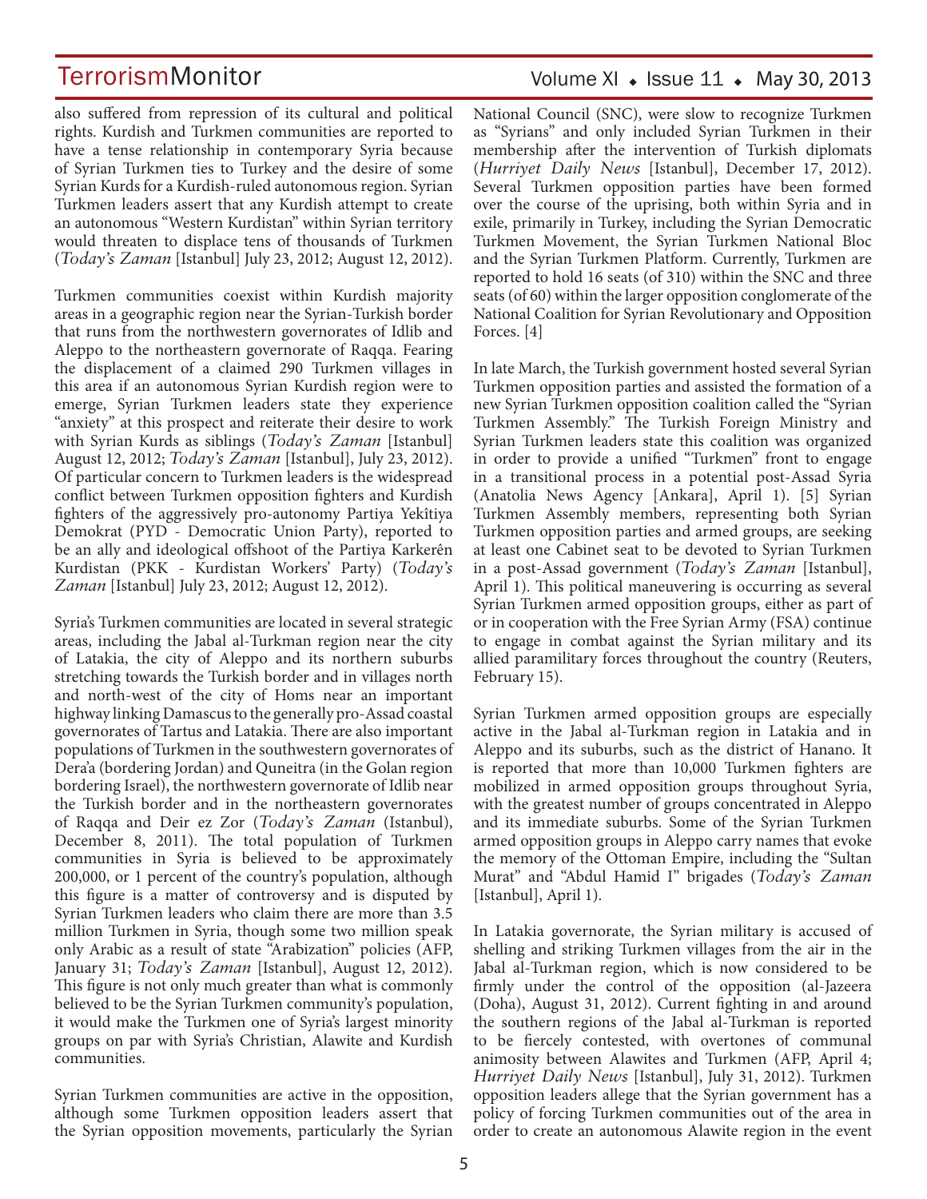also suffered from repression of its cultural and political rights. Kurdish and Turkmen communities are reported to have a tense relationship in contemporary Syria because of Syrian Turkmen ties to Turkey and the desire of some Syrian Kurds for a Kurdish-ruled autonomous region. Syrian Turkmen leaders assert that any Kurdish attempt to create an autonomous "Western Kurdistan" within Syrian territory would threaten to displace tens of thousands of Turkmen (*Today's Zaman* [Istanbul] July 23, 2012; August 12, 2012).

Turkmen communities coexist within Kurdish majority areas in a geographic region near the Syrian-Turkish border that runs from the northwestern governorates of Idlib and Aleppo to the northeastern governorate of Raqqa. Fearing the displacement of a claimed 290 Turkmen villages in this area if an autonomous Syrian Kurdish region were to emerge, Syrian Turkmen leaders state they experience "anxiety" at this prospect and reiterate their desire to work with Syrian Kurds as siblings (*Today's Zaman* [Istanbul] August 12, 2012; *Today's Zaman* [Istanbul], July 23, 2012). Of particular concern to Turkmen leaders is the widespread conflict between Turkmen opposition fighters and Kurdish fighters of the aggressively pro-autonomy Partiya Yekîtiya Demokrat (PYD - Democratic Union Party), reported to be an ally and ideological offshoot of the Partiya Karkerên Kurdistan (PKK - Kurdistan Workers' Party) (*Today's Zaman* [Istanbul] July 23, 2012; August 12, 2012).

Syria's Turkmen communities are located in several strategic areas, including the Jabal al-Turkman region near the city of Latakia, the city of Aleppo and its northern suburbs stretching towards the Turkish border and in villages north and north-west of the city of Homs near an important highway linking Damascus to the generally pro-Assad coastal governorates of Tartus and Latakia. There are also important populations of Turkmen in the southwestern governorates of Dera'a (bordering Jordan) and Quneitra (in the Golan region bordering Israel), the northwestern governorate of Idlib near the Turkish border and in the northeastern governorates of Raqqa and Deir ez Zor (*Today's Zaman* (Istanbul), December 8, 2011). The total population of Turkmen communities in Syria is believed to be approximately 200,000, or 1 percent of the country's population, although this figure is a matter of controversy and is disputed by Syrian Turkmen leaders who claim there are more than 3.5 million Turkmen in Syria, though some two million speak only Arabic as a result of state "Arabization" policies (AFP, January 31; *Today's Zaman* [Istanbul], August 12, 2012). This figure is not only much greater than what is commonly believed to be the Syrian Turkmen community's population, it would make the Turkmen one of Syria's largest minority groups on par with Syria's Christian, Alawite and Kurdish communities.

Syrian Turkmen communities are active in the opposition, although some Turkmen opposition leaders assert that the Syrian opposition movements, particularly the Syrian National Council (SNC), were slow to recognize Turkmen as "Syrians" and only included Syrian Turkmen in their membership after the intervention of Turkish diplomats (*Hurriyet Daily News* [Istanbul], December 17, 2012). Several Turkmen opposition parties have been formed over the course of the uprising, both within Syria and in exile, primarily in Turkey, including the Syrian Democratic Turkmen Movement, the Syrian Turkmen National Bloc and the Syrian Turkmen Platform. Currently, Turkmen are reported to hold 16 seats (of 310) within the SNC and three seats (of 60) within the larger opposition conglomerate of the National Coalition for Syrian Revolutionary and Opposition Forces. [4]

In late March, the Turkish government hosted several Syrian Turkmen opposition parties and assisted the formation of a new Syrian Turkmen opposition coalition called the "Syrian Turkmen Assembly." The Turkish Foreign Ministry and Syrian Turkmen leaders state this coalition was organized in order to provide a unified "Turkmen" front to engage in a transitional process in a potential post-Assad Syria (Anatolia News Agency [Ankara], April 1). [5] Syrian Turkmen Assembly members, representing both Syrian Turkmen opposition parties and armed groups, are seeking at least one Cabinet seat to be devoted to Syrian Turkmen in a post-Assad government (*Today's Zaman* [Istanbul], April 1). This political maneuvering is occurring as several Syrian Turkmen armed opposition groups, either as part of or in cooperation with the Free Syrian Army (FSA) continue to engage in combat against the Syrian military and its allied paramilitary forces throughout the country (Reuters, February 15).

Syrian Turkmen armed opposition groups are especially active in the Jabal al-Turkman region in Latakia and in Aleppo and its suburbs, such as the district of Hanano. It is reported that more than 10,000 Turkmen fighters are mobilized in armed opposition groups throughout Syria, with the greatest number of groups concentrated in Aleppo and its immediate suburbs. Some of the Syrian Turkmen armed opposition groups in Aleppo carry names that evoke the memory of the Ottoman Empire, including the "Sultan Murat" and "Abdul Hamid I" brigades (*Today's Zaman* [Istanbul], April 1).

In Latakia governorate, the Syrian military is accused of shelling and striking Turkmen villages from the air in the Jabal al-Turkman region, which is now considered to be firmly under the control of the opposition (al-Jazeera (Doha), August 31, 2012). Current fighting in and around the southern regions of the Jabal al-Turkman is reported to be fiercely contested, with overtones of communal animosity between Alawites and Turkmen (AFP, April 4; *Hurriyet Daily News* [Istanbul], July 31, 2012). Turkmen opposition leaders allege that the Syrian government has a policy of forcing Turkmen communities out of the area in order to create an autonomous Alawite region in the event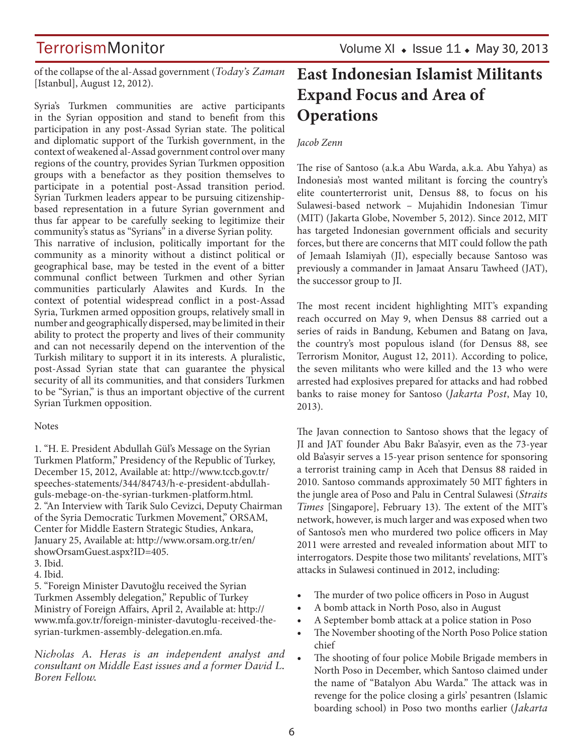of the collapse of the al-Assad government (*Today's Zaman* [Istanbul], August 12, 2012).

Syria's Turkmen communities are active participants in the Syrian opposition and stand to benefit from this participation in any post-Assad Syrian state. The political and diplomatic support of the Turkish government, in the context of weakened al-Assad government control over many regions of the country, provides Syrian Turkmen opposition groups with a benefactor as they position themselves to participate in a potential post-Assad transition period. Syrian Turkmen leaders appear to be pursuing citizenship-based representation in a future Syrian government and thus far appear to be carefully seeking to legitimize their community's status as "Syrians" in a diverse Syrian polity. This narrative of inclusion, politically important for the community as a minority without a distinct political or geographical base, may be tested in the event of a bitter communal conflict between Turkmen and other Syrian communities particularly Alawites and Kurds. In the context of potential widespread conflict in a post-Assad Syria, Turkmen armed opposition groups, relatively small in number and geographically dispersed, may be limited in their ability to protect the property and lives of their community and can not necessarily depend on the intervention of the Turkish military to support it in its interests. A pluralistic, post-Assad Syrian state that can guarantee the physical security of all its communities, and that considers Turkmen to be "Syrian," is thus an important objective of the current Syrian Turkmen opposition.

Notes

1. "H. E. President Abdullah Gül's Message on the Syrian Turkmen Platform," Presidency of the Republic of Turkey, December 15, 2012, Available at: http://www.tccb.gov.tr/speeches-statements/344/84743/h-e-president-abdullah-guls-mebage-on-the-syrian-turkmen-platform.html.
2. "An Interview with Tarik Sulo Cevizci, Deputy Chairman of the Syria Democratic Turkmen Movement," ORSAM, Center for Middle Eastern Strategic Studies, Ankara, January 25, Available at: http://www.orsam.org.tr/en/showOrsamGuest.aspx?ID=405.
3. Ibid.
4. Ibid.
5. "Foreign Minister Davutoğlu received the Syrian Turkmen Assembly delegation," Republic of Turkey Ministry of Foreign Affairs, April 2, Available at: http://www.mfa.gov.tr/foreign-minister-davutoglu-received-the-syrian-turkmen-assembly-delegation.en.mfa.

*Nicholas A. Heras is an independent analyst and consultant on Middle East issues and a former David L. Boren Fellow.*

# East Indonesian Islamist Militants Expand Focus and Area of Operations

*Jacob Zenn*

The rise of Santoso (a.k.a Abu Warda, a.k.a. Abu Yahya) as Indonesia's most wanted militant is forcing the country's elite counterterrorist unit, Densus 88, to focus on his Sulawesi-based network – Mujahidin Indonesian Timur (MIT) (Jakarta Globe, November 5, 2012). Since 2012, MIT has targeted Indonesian government officials and security forces, but there are concerns that MIT could follow the path of Jemaah Islamiyah (JI), especially because Santoso was previously a commander in Jamaat Ansaru Tawheed (JAT), the successor group to JI.

The most recent incident highlighting MIT's expanding reach occurred on May 9, when Densus 88 carried out a series of raids in Bandung, Kebumen and Batang on Java, the country's most populous island (for Densus 88, see Terrorism Monitor, August 12, 2011). According to police, the seven militants who were killed and the 13 who were arrested had explosives prepared for attacks and had robbed banks to raise money for Santoso (*Jakarta Post*, May 10, 2013).

The Javan connection to Santoso shows that the legacy of JI and JAT founder Abu Bakr Ba'asyir, even as the 73-year old Ba'asyir serves a 15-year prison sentence for sponsoring a terrorist training camp in Aceh that Densus 88 raided in 2010. Santoso commands approximately 50 MIT fighters in the jungle area of Poso and Palu in Central Sulawesi (*Straits Times* [Singapore], February 13). The extent of the MIT's network, however, is much larger and was exposed when two of Santoso's men who murdered two police officers in May 2011 were arrested and revealed information about MIT to interrogators. Despite those two militants' revelations, MIT's attacks in Sulawesi continued in 2012, including:

- The murder of two police officers in Poso in August
- A bomb attack in North Poso, also in August
- A September bomb attack at a police station in Poso
- The November shooting of the North Poso Police station chief
- The shooting of four police Mobile Brigade members in North Poso in December, which Santoso claimed under the name of "Batalyon Abu Warda." The attack was in revenge for the police closing a girls' pesantren (Islamic boarding school) in Poso two months earlier (*Jakarta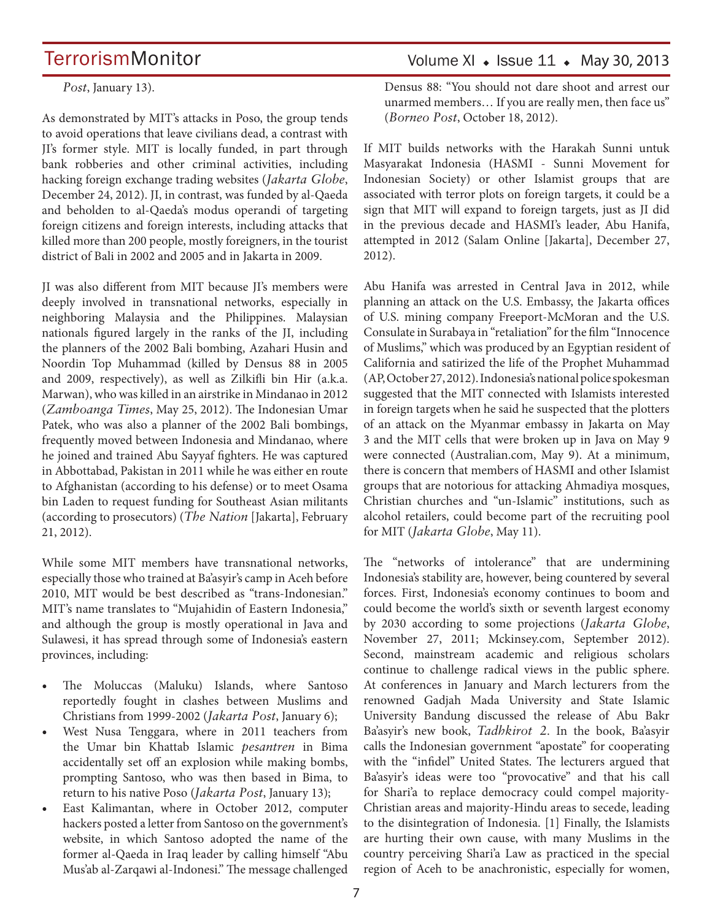*Post*, January 13).

As demonstrated by MIT's attacks in Poso, the group tends to avoid operations that leave civilians dead, a contrast with JI's former style. MIT is locally funded, in part through bank robberies and other criminal activities, including hacking foreign exchange trading websites (*Jakarta Globe*, December 24, 2012). JI, in contrast, was funded by al-Qaeda and beholden to al-Qaeda's modus operandi of targeting foreign citizens and foreign interests, including attacks that killed more than 200 people, mostly foreigners, in the tourist district of Bali in 2002 and 2005 and in Jakarta in 2009.

JI was also different from MIT because JI's members were deeply involved in transnational networks, especially in neighboring Malaysia and the Philippines. Malaysian nationals figured largely in the ranks of the JI, including the planners of the 2002 Bali bombing, Azahari Husin and Noordin Top Muhammad (killed by Densus 88 in 2005 and 2009, respectively), as well as Zilkifli bin Hir (a.k.a. Marwan), who was killed in an airstrike in Mindanao in 2012 (*Zamboanga Times*, May 25, 2012). The Indonesian Umar Patek, who was also a planner of the 2002 Bali bombings, frequently moved between Indonesia and Mindanao, where he joined and trained Abu Sayyaf fighters. He was captured in Abbottabad, Pakistan in 2011 while he was either en route to Afghanistan (according to his defense) or to meet Osama bin Laden to request funding for Southeast Asian militants (according to prosecutors) (*The Nation* [Jakarta], February 21, 2012).

While some MIT members have transnational networks, especially those who trained at Ba'asyir's camp in Aceh before 2010, MIT would be best described as "trans-Indonesian." MIT's name translates to "Mujahidin of Eastern Indonesia," and although the group is mostly operational in Java and Sulawesi, it has spread through some of Indonesia's eastern provinces, including:

- The Moluccas (Maluku) Islands, where Santoso reportedly fought in clashes between Muslims and Christians from 1999-2002 (*Jakarta Post*, January 6);
- West Nusa Tenggara, where in 2011 teachers from the Umar bin Khattab Islamic *pesantren* in Bima accidentally set off an explosion while making bombs, prompting Santoso, who was then based in Bima, to return to his native Poso (*Jakarta Post*, January 13);
- East Kalimantan, where in October 2012, computer hackers posted a letter from Santoso on the government's website, in which Santoso adopted the name of the former al-Qaeda in Iraq leader by calling himself "Abu Mus'ab al-Zarqawi al-Indonesi." The message challenged Densus 88: "You should not dare shoot and arrest our unarmed members… If you are really men, then face us" (*Borneo Post*, October 18, 2012).

If MIT builds networks with the Harakah Sunni untuk Masyarakat Indonesia (HASMI - Sunni Movement for Indonesian Society) or other Islamist groups that are associated with terror plots on foreign targets, it could be a sign that MIT will expand to foreign targets, just as JI did in the previous decade and HASMI's leader, Abu Hanifa, attempted in 2012 (Salam Online [Jakarta], December 27, 2012).

Abu Hanifa was arrested in Central Java in 2012, while planning an attack on the U.S. Embassy, the Jakarta offices of U.S. mining company Freeport-McMoran and the U.S. Consulate in Surabaya in "retaliation" for the film "Innocence of Muslims," which was produced by an Egyptian resident of California and satirized the life of the Prophet Muhammad (AP, October 27, 2012). Indonesia's national police spokesman suggested that the MIT connected with Islamists interested in foreign targets when he said he suspected that the plotters of an attack on the Myanmar embassy in Jakarta on May 3 and the MIT cells that were broken up in Java on May 9 were connected (Australian.com, May 9). At a minimum, there is concern that members of HASMI and other Islamist groups that are notorious for attacking Ahmadiya mosques, Christian churches and "un-Islamic" institutions, such as alcohol retailers, could become part of the recruiting pool for MIT (*Jakarta Globe*, May 11).

The "networks of intolerance" that are undermining Indonesia's stability are, however, being countered by several forces. First, Indonesia's economy continues to boom and could become the world's sixth or seventh largest economy by 2030 according to some projections (*Jakarta Globe*, November 27, 2011; Mckinsey.com, September 2012). Second, mainstream academic and religious scholars continue to challenge radical views in the public sphere. At conferences in January and March lecturers from the renowned Gadjah Mada University and State Islamic University Bandung discussed the release of Abu Bakr Ba'asyir's new book, *Tadhkirot 2*. In the book, Ba'asyir calls the Indonesian government "apostate" for cooperating with the "infidel" United States. The lecturers argued that Ba'asyir's ideas were too "provocative" and that his call for Shari'a to replace democracy could compel majority-Christian areas and majority-Hindu areas to secede, leading to the disintegration of Indonesia. [1] Finally, the Islamists are hurting their own cause, with many Muslims in the country perceiving Shari'a Law as practiced in the special region of Aceh to be anachronistic, especially for women,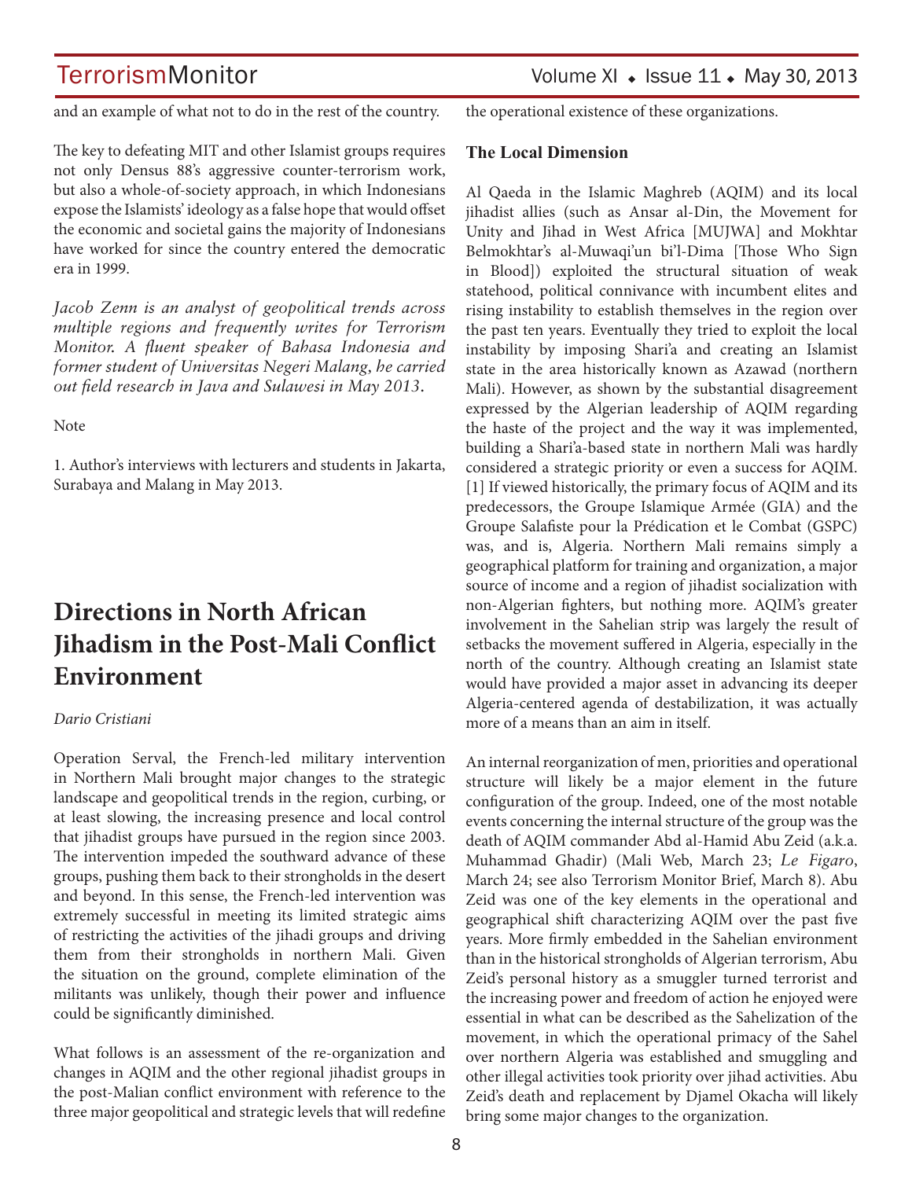and an example of what not to do in the rest of the country.

The key to defeating MIT and other Islamist groups requires not only Densus 88's aggressive counter-terrorism work, but also a whole-of-society approach, in which Indonesians expose the Islamists' ideology as a false hope that would offset the economic and societal gains the majority of Indonesians have worked for since the country entered the democratic era in 1999.

*Jacob Zenn is an analyst of geopolitical trends across multiple regions and frequently writes for Terrorism Monitor. A fluent speaker of Bahasa Indonesia and former student of Universitas Negeri Malang, he carried out field research in Java and Sulawesi in May 2013.*

Note

1. Author's interviews with lecturers and students in Jakarta, Surabaya and Malang in May 2013.

# Directions in North African Jihadism in the Post-Mali Conflict Environment

*Dario Cristiani*

Operation Serval, the French-led military intervention in Northern Mali brought major changes to the strategic landscape and geopolitical trends in the region, curbing, or at least slowing, the increasing presence and local control that jihadist groups have pursued in the region since 2003. The intervention impeded the southward advance of these groups, pushing them back to their strongholds in the desert and beyond. In this sense, the French-led intervention was extremely successful in meeting its limited strategic aims of restricting the activities of the jihadi groups and driving them from their strongholds in northern Mali. Given the situation on the ground, complete elimination of the militants was unlikely, though their power and influence could be significantly diminished.

What follows is an assessment of the re-organization and changes in AQIM and the other regional jihadist groups in the post-Malian conflict environment with reference to the three major geopolitical and strategic levels that will redefine the operational existence of these organizations.

**The Local Dimension**

Al Qaeda in the Islamic Maghreb (AQIM) and its local jihadist allies (such as Ansar al-Din, the Movement for Unity and Jihad in West Africa [MUJWA] and Mokhtar Belmokhtar's al-Muwaqi'un bi'l-Dima [Those Who Sign in Blood]) exploited the structural situation of weak statehood, political connivance with incumbent elites and rising instability to establish themselves in the region over the past ten years. Eventually they tried to exploit the local instability by imposing Shari'a and creating an Islamist state in the area historically known as Azawad (northern Mali). However, as shown by the substantial disagreement expressed by the Algerian leadership of AQIM regarding the haste of the project and the way it was implemented, building a Shari'a-based state in northern Mali was hardly considered a strategic priority or even a success for AQIM. [1] If viewed historically, the primary focus of AQIM and its predecessors, the Groupe Islamique Armée (GIA) and the Groupe Salafiste pour la Prédication et le Combat (GSPC) was, and is, Algeria. Northern Mali remains simply a geographical platform for training and organization, a major source of income and a region of jihadist socialization with non-Algerian fighters, but nothing more. AQIM's greater involvement in the Sahelian strip was largely the result of setbacks the movement suffered in Algeria, especially in the north of the country. Although creating an Islamist state would have provided a major asset in advancing its deeper Algeria-centered agenda of destabilization, it was actually more of a means than an aim in itself.

An internal reorganization of men, priorities and operational structure will likely be a major element in the future configuration of the group. Indeed, one of the most notable events concerning the internal structure of the group was the death of AQIM commander Abd al-Hamid Abu Zeid (a.k.a. Muhammad Ghadir) (Mali Web, March 23; *Le Figaro*, March 24; see also Terrorism Monitor Brief, March 8). Abu Zeid was one of the key elements in the operational and geographical shift characterizing AQIM over the past five years. More firmly embedded in the Sahelian environment than in the historical strongholds of Algerian terrorism, Abu Zeid's personal history as a smuggler turned terrorist and the increasing power and freedom of action he enjoyed were essential in what can be described as the Sahelization of the movement, in which the operational primacy of the Sahel over northern Algeria was established and smuggling and other illegal activities took priority over jihad activities. Abu Zeid's death and replacement by Djamel Okacha will likely bring some major changes to the organization.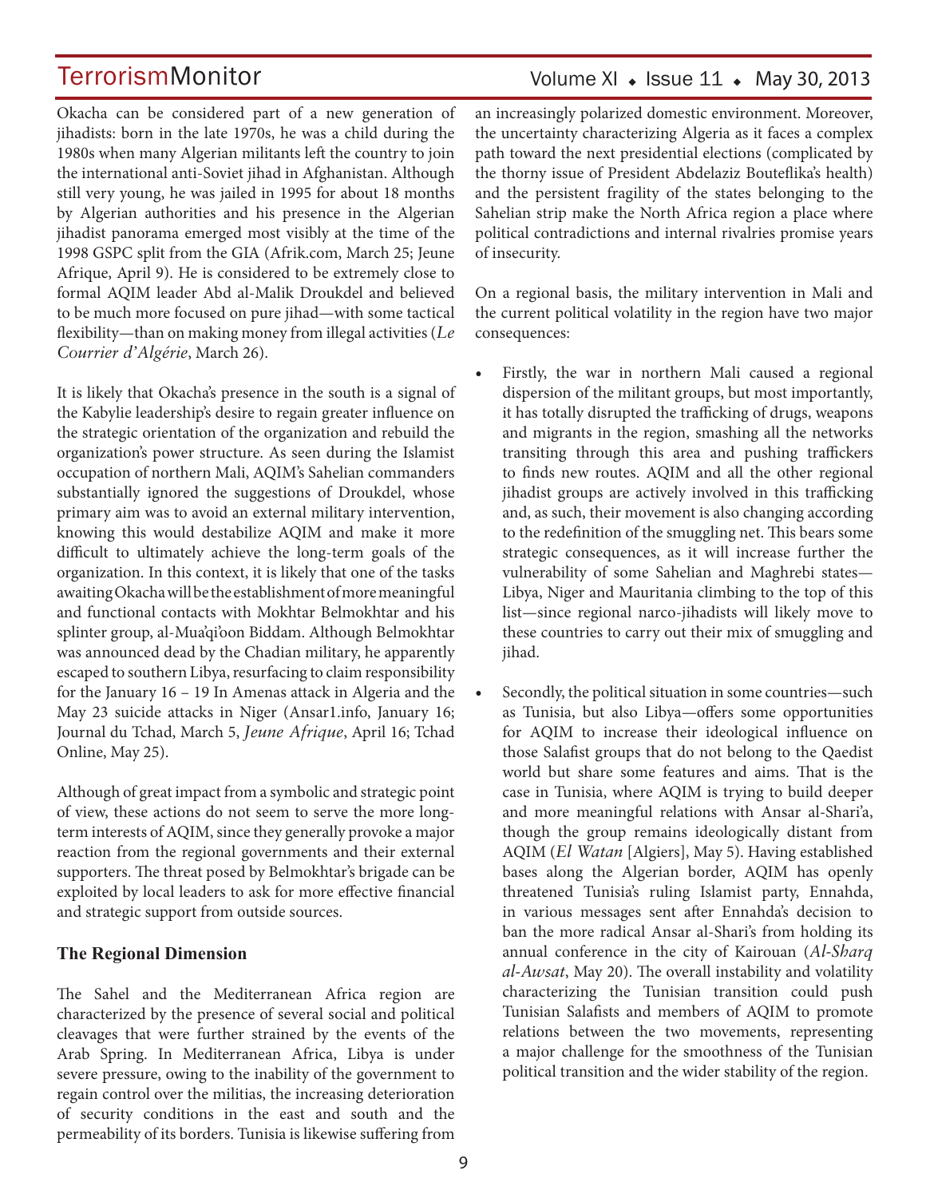Okacha can be considered part of a new generation of jihadists: born in the late 1970s, he was a child during the 1980s when many Algerian militants left the country to join the international anti-Soviet jihad in Afghanistan. Although still very young, he was jailed in 1995 for about 18 months by Algerian authorities and his presence in the Algerian jihadist panorama emerged most visibly at the time of the 1998 GSPC split from the GIA (Afrik.com, March 25; Jeune Afrique, April 9). He is considered to be extremely close to formal AQIM leader Abd al-Malik Droukdel and believed to be much more focused on pure jihad—with some tactical flexibility—than on making money from illegal activities (*Le Courrier d'Algérie*, March 26).

It is likely that Okacha's presence in the south is a signal of the Kabylie leadership's desire to regain greater influence on the strategic orientation of the organization and rebuild the organization's power structure. As seen during the Islamist occupation of northern Mali, AQIM's Sahelian commanders substantially ignored the suggestions of Droukdel, whose primary aim was to avoid an external military intervention, knowing this would destabilize AQIM and make it more difficult to ultimately achieve the long-term goals of the organization. In this context, it is likely that one of the tasks awaiting Okacha will be the establishment of more meaningful and functional contacts with Mokhtar Belmokhtar and his splinter group, al-Mua'qi'oon Biddam. Although Belmokhtar was announced dead by the Chadian military, he apparently escaped to southern Libya, resurfacing to claim responsibility for the January 16 – 19 In Amenas attack in Algeria and the May 23 suicide attacks in Niger (Ansar1.info, January 16; Journal du Tchad, March 5, *Jeune Afrique*, April 16; Tchad Online, May 25).

Although of great impact from a symbolic and strategic point of view, these actions do not seem to serve the more long-term interests of AQIM, since they generally provoke a major reaction from the regional governments and their external supporters. The threat posed by Belmokhtar's brigade can be exploited by local leaders to ask for more effective financial and strategic support from outside sources.

## The Regional Dimension

The Sahel and the Mediterranean Africa region are characterized by the presence of several social and political cleavages that were further strained by the events of the Arab Spring. In Mediterranean Africa, Libya is under severe pressure, owing to the inability of the government to regain control over the militias, the increasing deterioration of security conditions in the east and south and the permeability of its borders. Tunisia is likewise suffering from an increasingly polarized domestic environment. Moreover, the uncertainty characterizing Algeria as it faces a complex path toward the next presidential elections (complicated by the thorny issue of President Abdelaziz Bouteflika's health) and the persistent fragility of the states belonging to the Sahelian strip make the North Africa region a place where political contradictions and internal rivalries promise years of insecurity.

On a regional basis, the military intervention in Mali and the current political volatility in the region have two major consequences:

- Firstly, the war in northern Mali caused a regional dispersion of the militant groups, but most importantly, it has totally disrupted the trafficking of drugs, weapons and migrants in the region, smashing all the networks transiting through this area and pushing traffickers to finds new routes. AQIM and all the other regional jihadist groups are actively involved in this trafficking and, as such, their movement is also changing according to the redefinition of the smuggling net. This bears some strategic consequences, as it will increase further the vulnerability of some Sahelian and Maghrebi states—Libya, Niger and Mauritania climbing to the top of this list—since regional narco-jihadists will likely move to these countries to carry out their mix of smuggling and jihad.
- Secondly, the political situation in some countries—such as Tunisia, but also Libya—offers some opportunities for AQIM to increase their ideological influence on those Salafist groups that do not belong to the Qaedist world but share some features and aims. That is the case in Tunisia, where AQIM is trying to build deeper and more meaningful relations with Ansar al-Shari'a, though the group remains ideologically distant from AQIM (*El Watan* [Algiers], May 5). Having established bases along the Algerian border, AQIM has openly threatened Tunisia's ruling Islamist party, Ennahda, in various messages sent after Ennahda's decision to ban the more radical Ansar al-Shari's from holding its annual conference in the city of Kairouan (*Al-Sharq al-Awsat*, May 20). The overall instability and volatility characterizing the Tunisian transition could push Tunisian Salafists and members of AQIM to promote relations between the two movements, representing a major challenge for the smoothness of the Tunisian political transition and the wider stability of the region.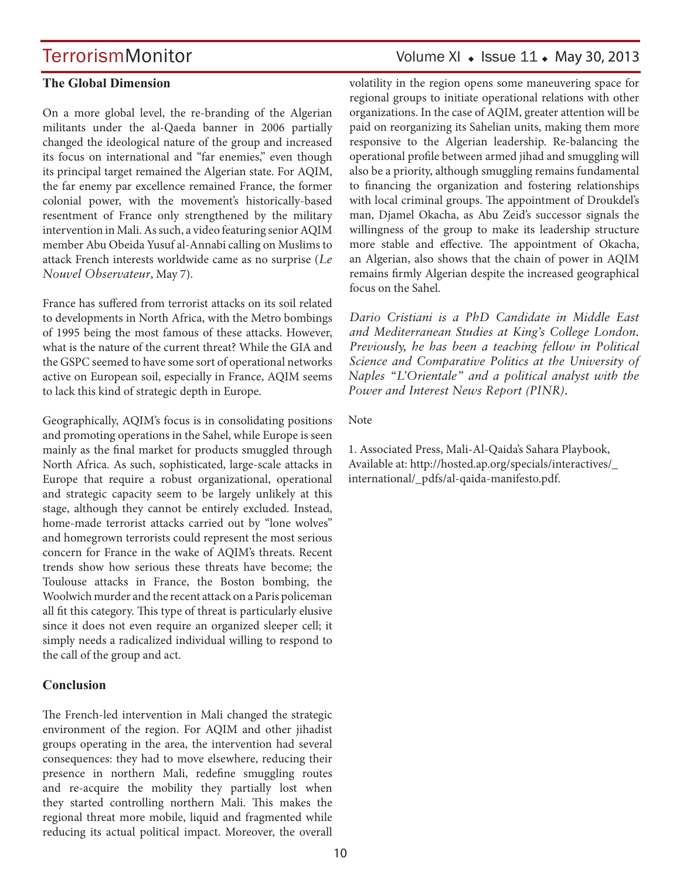## The Global Dimension

On a more global level, the re-branding of the Algerian militants under the al-Qaeda banner in 2006 partially changed the ideological nature of the group and increased its focus on international and "far enemies," even though its principal target remained the Algerian state. For AQIM, the far enemy par excellence remained France, the former colonial power, with the movement's historically-based resentment of France only strengthened by the military intervention in Mali. As such, a video featuring senior AQIM member Abu Obeida Yusuf al-Annabi calling on Muslims to attack French interests worldwide came as no surprise (*Le Nouvel Observateur*, May 7).

France has suffered from terrorist attacks on its soil related to developments in North Africa, with the Metro bombings of 1995 being the most famous of these attacks. However, what is the nature of the current threat? While the GIA and the GSPC seemed to have some sort of operational networks active on European soil, especially in France, AQIM seems to lack this kind of strategic depth in Europe.

Geographically, AQIM's focus is in consolidating positions and promoting operations in the Sahel, while Europe is seen mainly as the final market for products smuggled through North Africa. As such, sophisticated, large-scale attacks in Europe that require a robust organizational, operational and strategic capacity seem to be largely unlikely at this stage, although they cannot be entirely excluded. Instead, home-made terrorist attacks carried out by "lone wolves" and homegrown terrorists could represent the most serious concern for France in the wake of AQIM's threats. Recent trends show how serious these threats have become; the Toulouse attacks in France, the Boston bombing, the Woolwich murder and the recent attack on a Paris policeman all fit this category. This type of threat is particularly elusive since it does not even require an organized sleeper cell; it simply needs a radicalized individual willing to respond to the call of the group and act.

## Conclusion

The French-led intervention in Mali changed the strategic environment of the region. For AQIM and other jihadist groups operating in the area, the intervention had several consequences: they had to move elsewhere, reducing their presence in northern Mali, redefine smuggling routes and re-acquire the mobility they partially lost when they started controlling northern Mali. This makes the regional threat more mobile, liquid and fragmented while reducing its actual political impact. Moreover, the overall volatility in the region opens some maneuvering space for regional groups to initiate operational relations with other organizations. In the case of AQIM, greater attention will be paid on reorganizing its Sahelian units, making them more responsive to the Algerian leadership. Re-balancing the operational profile between armed jihad and smuggling will also be a priority, although smuggling remains fundamental to financing the organization and fostering relationships with local criminal groups. The appointment of Droukdel's man, Djamel Okacha, as Abu Zeid's successor signals the willingness of the group to make its leadership structure more stable and effective. The appointment of Okacha, an Algerian, also shows that the chain of power in AQIM remains firmly Algerian despite the increased geographical focus on the Sahel.

*Dario Cristiani is a PhD Candidate in Middle East and Mediterranean Studies at King's College London. Previously, he has been a teaching fellow in Political Science and Comparative Politics at the University of Naples "L'Orientale" and a political analyst with the Power and Interest News Report (PINR).*

Note

1. Associated Press, Mali-Al-Qaida's Sahara Playbook, Available at: http://hosted.ap.org/specials/interactives/_international/_pdfs/al-qaida-manifesto.pdf.